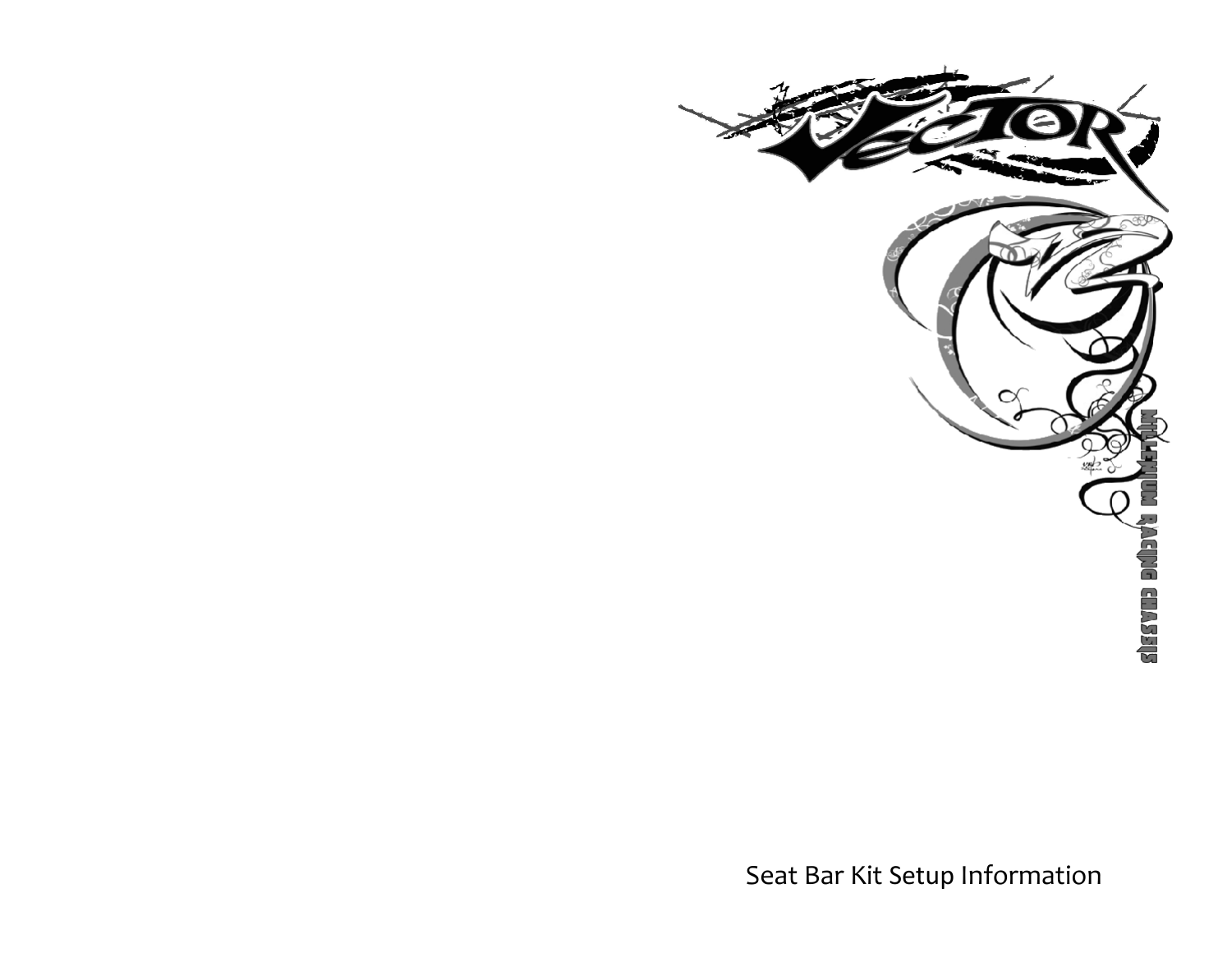Seat Bar Kit Setup Information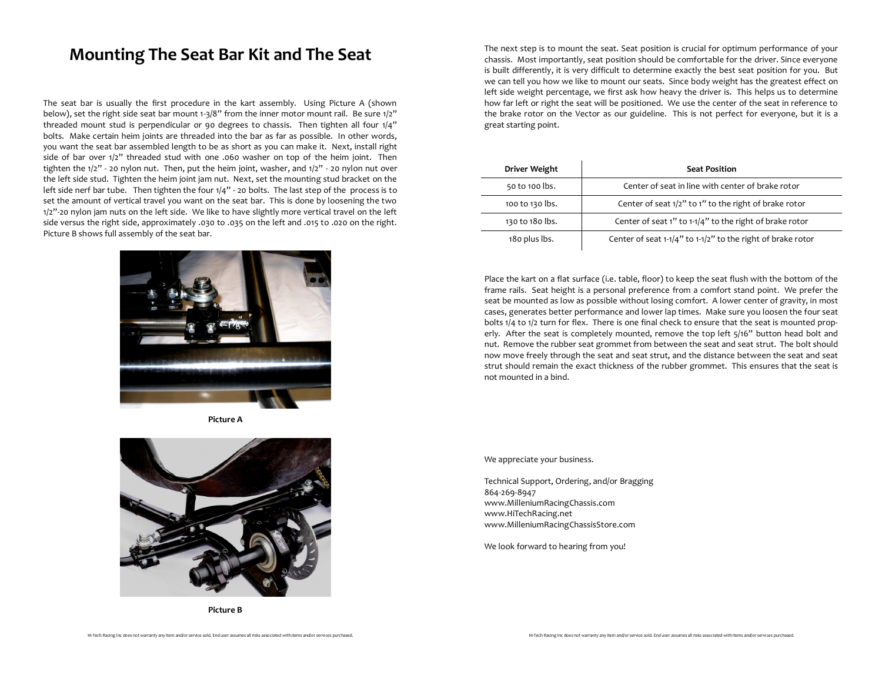# Mounting The Seat Bar Kit and The Seat

The seat bar is usually the first procedure in the kart assembly. Using Picture A (shown below), set the right side seat bar mount 1-3/8" from the inner motor mount rail. Be sure 1/2" threaded mount stud is perpendicular or 90 degrees to chassis. Then tighten all four 1/4" bolts. Make certain heim joints are threaded into the bar as far as possible. In other words, you want the seat bar assembled length to be as short as you can make it. Next, install right side of bar over 1/2" threaded stud with one .060 washer on top of the heim joint. Then tighten the 1/2" - 20 nylon nut. Then, put the heim joint, washer, and 1/2" - 20 nylon nut over the left side stud. Tighten the heim joint jam nut. Next, set the mounting stud bracket on the left side nerf bar tube. Then tighten the four 1/4" - 20 bolts. The last step of the process is to set the amount of vertical travel you want on the seat bar. This is done by loosening the two 1/2"-20 nylon jam nuts on the left side. We like to have slightly more vertical travel on the left side versus the right side, approximately .030 to .035 on the left and .015 to .020 on the right. Picture B shows full assembly of the seat bar.

**Picture A**

**Picture B**

The next step is to mount the seat. Seat position is crucial for optimum performance of your chassis. Most importantly, seat position should be comfortable for the driver. Since everyone is built differently, it is very difficult to determine exactly the best seat position for you. But we can tell you how we like to mount our seats. Since body weight has the greatest effect on left side weight percentage, we first ask how heavy the driver is. This helps us to determine how far left or right the seat will be positioned. We use the center of the seat in reference to the brake rotor on the Vector as our guideline. This is not perfect for everyone, but it is a great starting point.

| Driver Weight | Seat Position |
|---|---|
| 50 to 100 lbs. | Center of seat in line with center of brake rotor |
| 100 to 130 lbs. | Center of seat 1/2" to 1" to the right of brake rotor |
| 130 to 180 lbs. | Center of seat 1" to 1-1/4" to the right of brake rotor |
| 180 plus lbs. | Center of seat 1-1/4" to 1-1/2" to the right of brake rotor |

Place the kart on a flat surface (i.e. table, floor) to keep the seat flush with the bottom of the frame rails. Seat height is a personal preference from a comfort stand point. We prefer the seat be mounted as low as possible without losing comfort. A lower center of gravity, in most cases, generates better performance and lower lap times. Make sure you loosen the four seat bolts 1/4 to 1/2 turn for flex. There is one final check to ensure that the seat is mounted properly. After the seat is completely mounted, remove the top left 5/16" button head bolt and nut. Remove the rubber seat grommet from between the seat and seat strut. The bolt should now move freely through the seat and seat strut, and the distance between the seat and seat strut should remain the exact thickness of the rubber grommet. This ensures that the seat is not mounted in a bind.

We appreciate your business.

Technical Support, Ordering, and/or Bragging
864-269-8947
www.MilleniumRacingChassis.com
www.HiTechRacing.net
www.MilleniumRacingChassisStore.com

We look forward to hearing from you!

Hi-Tech Racing Inc does not warranty any item and/or service sold. End user assumes all risks associated with items and/or services purchased.